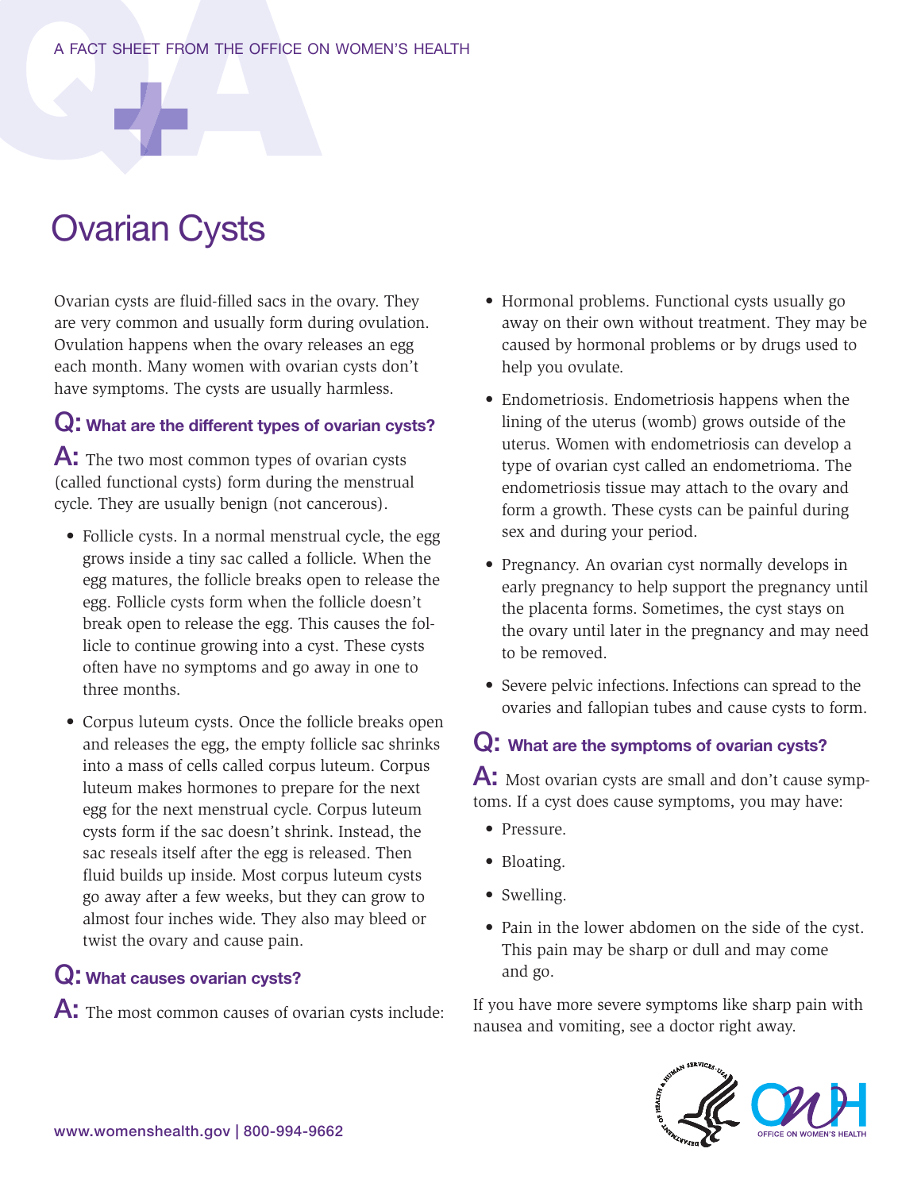A FACT SHEET FROM THE OFFICE ON WOMEN'S HEALTH

# Ovarian Cysts

Ovarian cysts are fluid-filled sacs in the ovary. They are very common and usually form during ovulation. Ovulation happens when the ovary releases an egg each month. Many women with ovarian cysts don't have symptoms. The cysts are usually harmless.

## Q: What are the different types of ovarian cysts?

**A:** The two most common types of ovarian cysts (called functional cysts) form during the menstrual cycle. They are usually benign (not cancerous).

- Follicle cysts. In a normal menstrual cycle, the egg grows inside a tiny sac called a follicle. When the egg matures, the follicle breaks open to release the egg. Follicle cysts form when the follicle doesn't break open to release the egg. This causes the follicle to continue growing into a cyst. These cysts often have no symptoms and go away in one to three months.
- Corpus luteum cysts. Once the follicle breaks open and releases the egg, the empty follicle sac shrinks into a mass of cells called corpus luteum. Corpus luteum makes hormones to prepare for the next egg for the next menstrual cycle. Corpus luteum cysts form if the sac doesn't shrink. Instead, the sac reseals itself after the egg is released. Then fluid builds up inside. Most corpus luteum cysts go away after a few weeks, but they can grow to almost four inches wide. They also may bleed or twist the ovary and cause pain.

## Q: What causes ovarian cysts?

**A:** The most common causes of ovarian cysts include:

- Hormonal problems. Functional cysts usually go away on their own without treatment. They may be caused by hormonal problems or by drugs used to help you ovulate.
- Endometriosis. Endometriosis happens when the lining of the uterus (womb) grows outside of the uterus. Women with endometriosis can develop a type of ovarian cyst called an endometrioma. The endometriosis tissue may attach to the ovary and form a growth. These cysts can be painful during sex and during your period.
- Pregnancy. An ovarian cyst normally develops in early pregnancy to help support the pregnancy until the placenta forms. Sometimes, the cyst stays on the ovary until later in the pregnancy and may need to be removed.
- Severe pelvic infections. Infections can spread to the ovaries and fallopian tubes and cause cysts to form.

## Q: What are the symptoms of ovarian cysts?

**A:** Most ovarian cysts are small and don't cause symptoms. If a cyst does cause symptoms, you may have:

- Pressure.
- Bloating.
- Swelling.
- Pain in the lower abdomen on the side of the cyst. This pain may be sharp or dull and may come and go.

If you have more severe symptoms like sharp pain with nausea and vomiting, see a doctor right away.

www.womenshealth.gov | 800-994-9662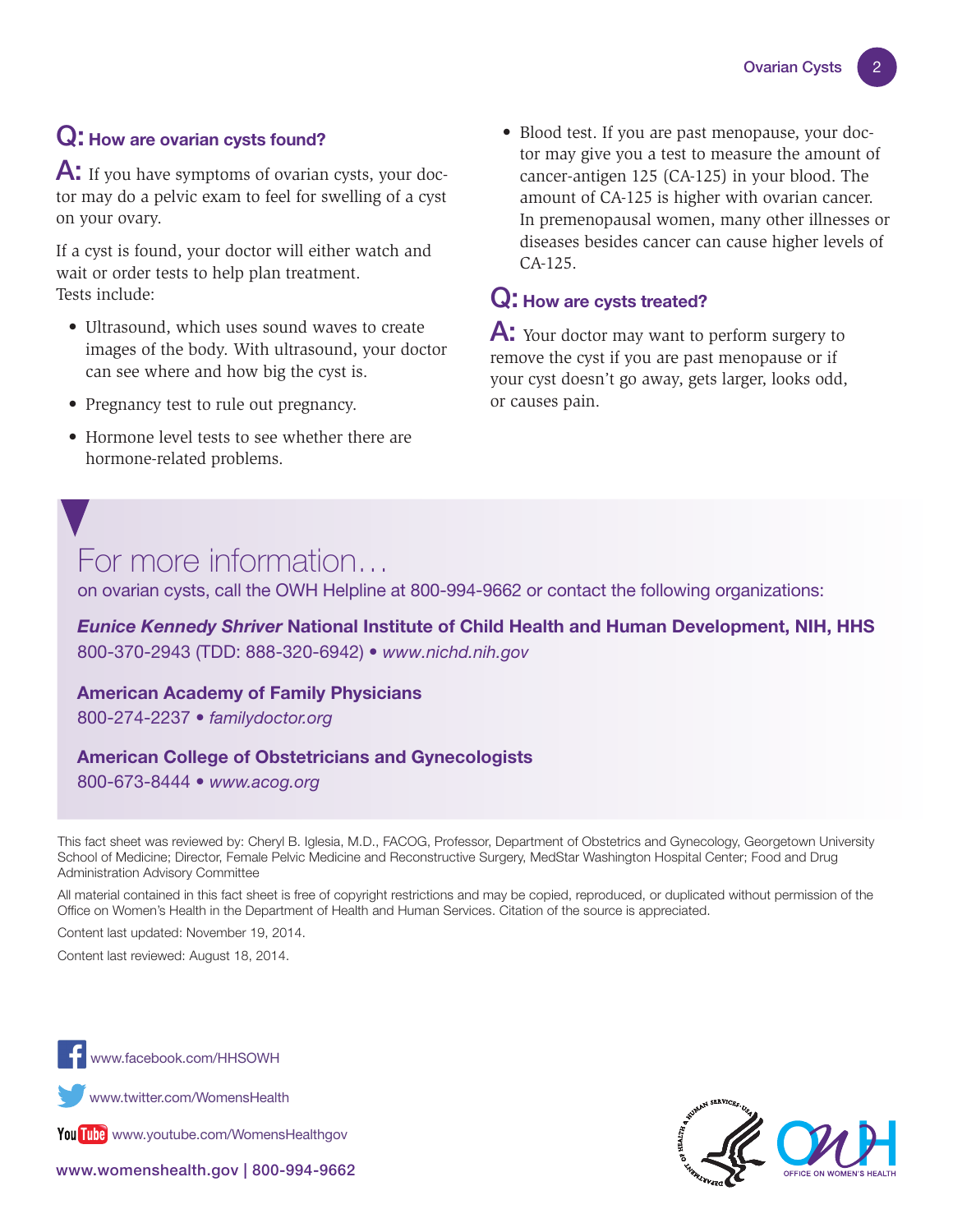## Q: How are ovarian cysts found?

**A:** If you have symptoms of ovarian cysts, your doctor may do a pelvic exam to feel for swelling of a cyst on your ovary.

If a cyst is found, your doctor will either watch and wait or order tests to help plan treatment. Tests include:

- Ultrasound, which uses sound waves to create images of the body. With ultrasound, your doctor can see where and how big the cyst is.
- Pregnancy test to rule out pregnancy.
- Hormone level tests to see whether there are hormone-related problems.
- Blood test. If you are past menopause, your doctor may give you a test to measure the amount of cancer-antigen 125 (CA-125) in your blood. The amount of CA-125 is higher with ovarian cancer. In premenopausal women, many other illnesses or diseases besides cancer can cause higher levels of CA-125.

## Q: How are cysts treated?

**A:** Your doctor may want to perform surgery to remove the cyst if you are past menopause or if your cyst doesn't go away, gets larger, looks odd, or causes pain.

## For more information…

on ovarian cysts, call the OWH Helpline at 800-994-9662 or contact the following organizations:

***Eunice Kennedy Shriver* National Institute of Child Health and Human Development, NIH, HHS**
800-370-2943 (TDD: 888-320-6942) • *www.nichd.nih.gov*

**American Academy of Family Physicians**
800-274-2237 • *familydoctor.org*

**American College of Obstetricians and Gynecologists**
800-673-8444 • *www.acog.org*

This fact sheet was reviewed by: Cheryl B. Iglesia, M.D., FACOG, Professor, Department of Obstetrics and Gynecology, Georgetown University School of Medicine; Director, Female Pelvic Medicine and Reconstructive Surgery, MedStar Washington Hospital Center; Food and Drug Administration Advisory Committee

All material contained in this fact sheet is free of copyright restrictions and may be copied, reproduced, or duplicated without permission of the Office on Women's Health in the Department of Health and Human Services. Citation of the source is appreciated.

Content last updated: November 19, 2014.

Content last reviewed: August 18, 2014.

www.facebook.com/HHSOWH

www.twitter.com/WomensHealth

www.youtube.com/WomensHealthgov

**www.womenshealth.gov | 800-994-9662**

OFFICE ON WOMEN'S HEALTH